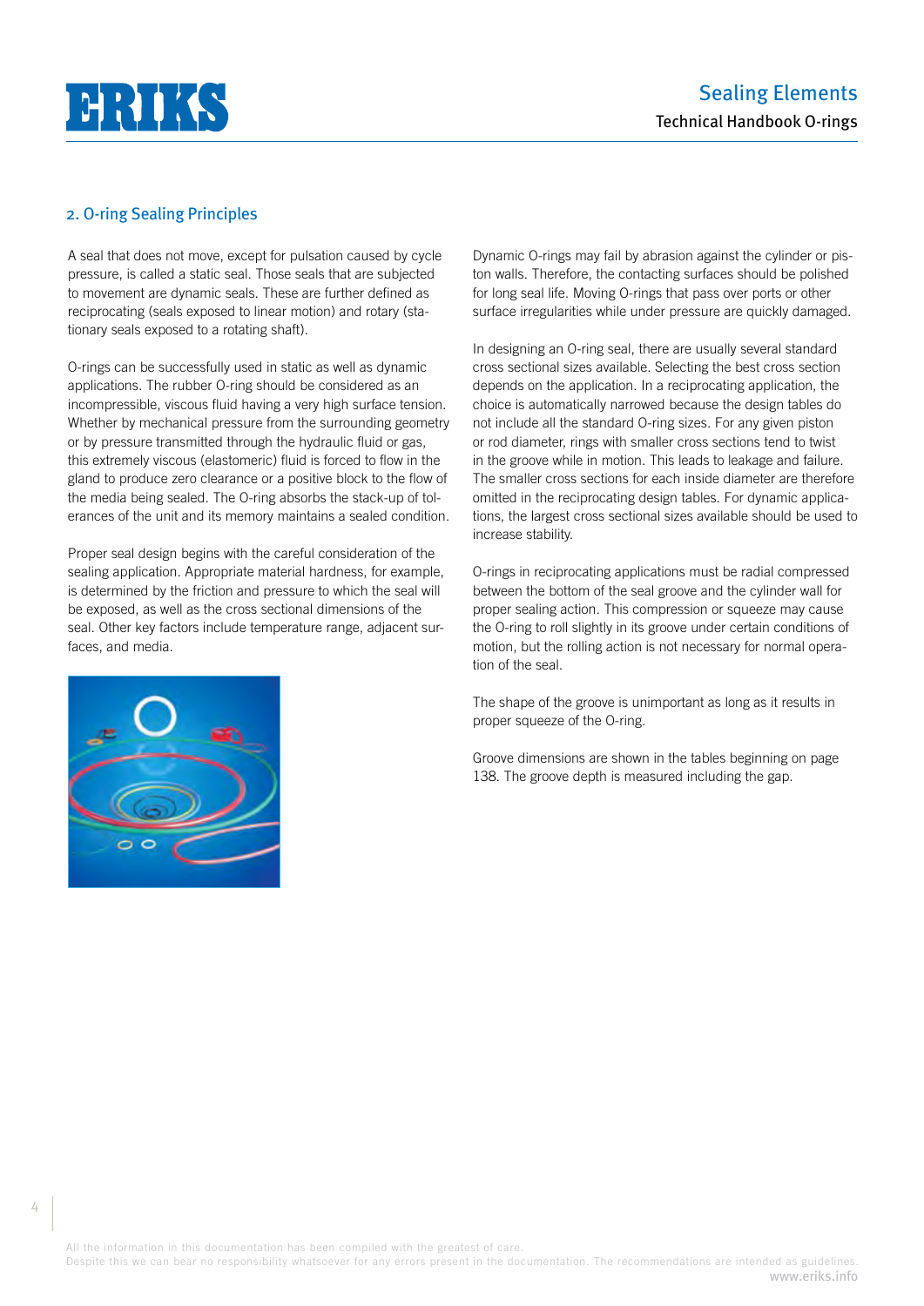## 2. O-ring Sealing Principles

A seal that does not move, except for pulsation caused by cycle pressure, is called a static seal. Those seals that are subjected to movement are dynamic seals. These are further defined as reciprocating (seals exposed to linear motion) and rotary (stationary seals exposed to a rotating shaft).

O-rings can be successfully used in static as well as dynamic applications. The rubber O-ring should be considered as an incompressible, viscous fluid having a very high surface tension. Whether by mechanical pressure from the surrounding geometry or by pressure transmitted through the hydraulic fluid or gas, this extremely viscous (elastomeric) fluid is forced to flow in the gland to produce zero clearance or a positive block to the flow of the media being sealed. The O-ring absorbs the stack-up of tolerances of the unit and its memory maintains a sealed condition.

Proper seal design begins with the careful consideration of the sealing application. Appropriate material hardness, for example, is determined by the friction and pressure to which the seal will be exposed, as well as the cross sectional dimensions of the seal. Other key factors include temperature range, adjacent surfaces, and media.

Dynamic O-rings may fail by abrasion against the cylinder or piston walls. Therefore, the contacting surfaces should be polished for long seal life. Moving O-rings that pass over ports or other surface irregularities while under pressure are quickly damaged.

In designing an O-ring seal, there are usually several standard cross sectional sizes available. Selecting the best cross section depends on the application. In a reciprocating application, the choice is automatically narrowed because the design tables do not include all the standard O-ring sizes. For any given piston or rod diameter, rings with smaller cross sections tend to twist in the groove while in motion. This leads to leakage and failure. The smaller cross sections for each inside diameter are therefore omitted in the reciprocating design tables. For dynamic applications, the largest cross sectional sizes available should be used to increase stability.

O-rings in reciprocating applications must be radial compressed between the bottom of the seal groove and the cylinder wall for proper sealing action. This compression or squeeze may cause the O-ring to roll slightly in its groove under certain conditions of motion, but the rolling action is not necessary for normal operation of the seal.

The shape of the groove is unimportant as long as it results in proper squeeze of the O-ring.

Groove dimensions are shown in the tables beginning on page 138. The groove depth is measured including the gap.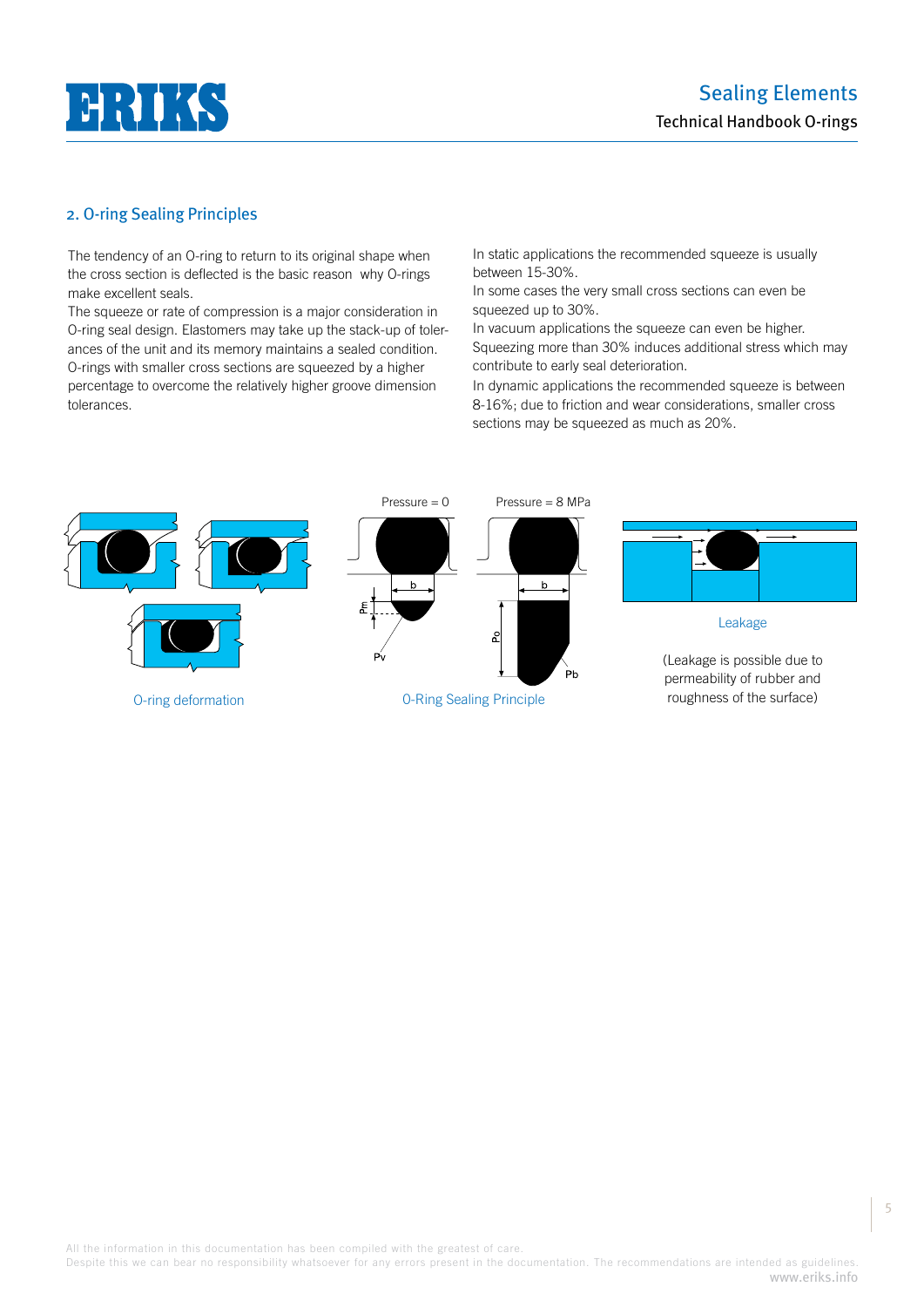## 2. O-ring Sealing Principles

The tendency of an O-ring to return to its original shape when the cross section is deflected is the basic reason why O-rings make excellent seals.
The squeeze or rate of compression is a major consideration in O-ring seal design. Elastomers may take up the stack-up of tolerances of the unit and its memory maintains a sealed condition. O-rings with smaller cross sections are squeezed by a higher percentage to overcome the relatively higher groove dimension tolerances.

In static applications the recommended squeeze is usually between 15-30%.
In some cases the very small cross sections can even be squeezed up to 30%.
In vacuum applications the squeeze can even be higher. Squeezing more than 30% induces additional stress which may contribute to early seal deterioration.
In dynamic applications the recommended squeeze is between 8-16%; due to friction and wear considerations, smaller cross sections may be squeezed as much as 20%.

O-ring deformation

Pressure = 0 &nbsp;&nbsp; Pressure = 8 MPa

O-Ring Sealing Principle

Leakage

(Leakage is possible due to permeability of rubber and roughness of the surface)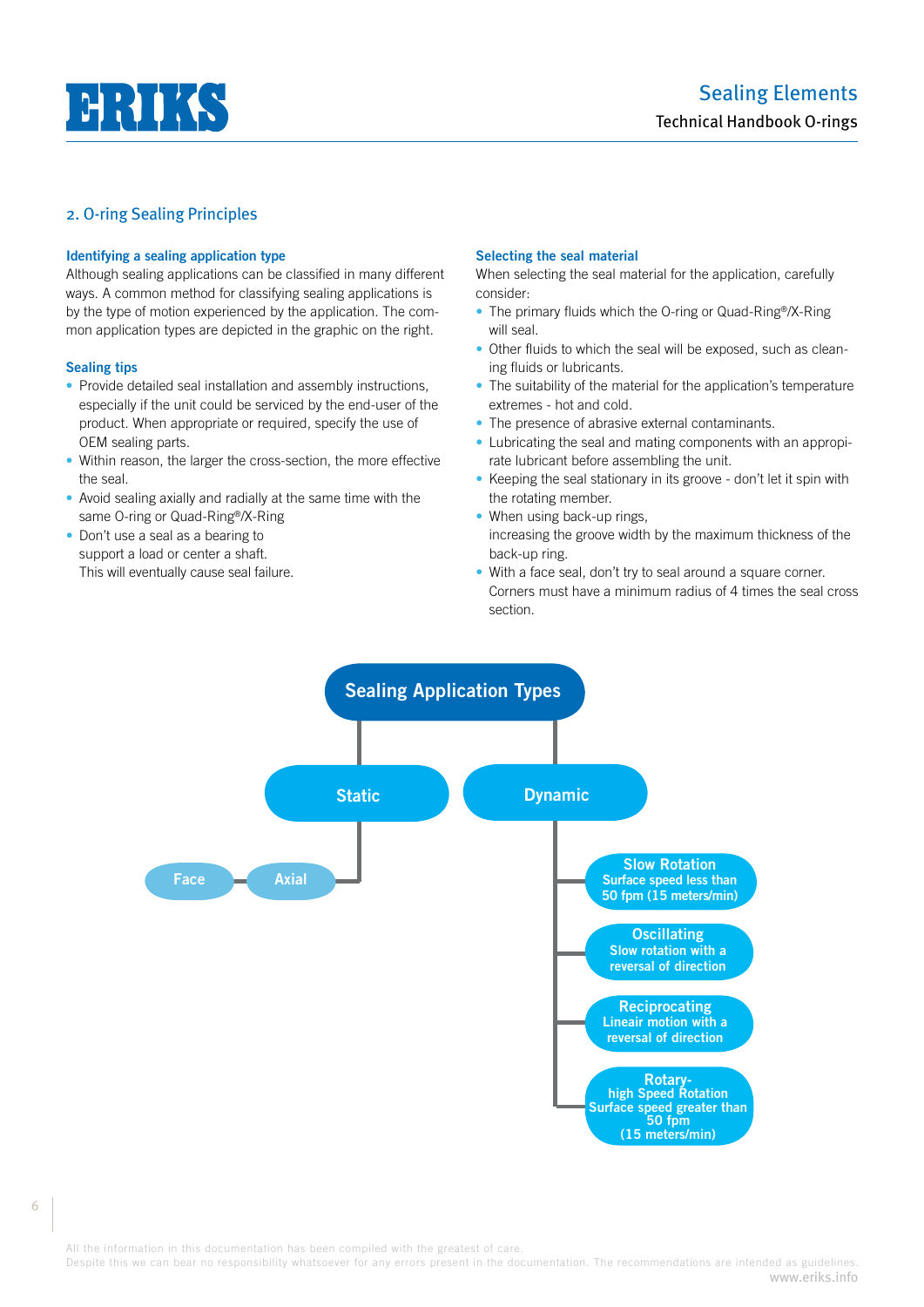## 2. O-ring Sealing Principles

### Identifying a sealing application type

Although sealing applications can be classified in many different ways. A common method for classifying sealing applications is by the type of motion experienced by the application. The common application types are depicted in the graphic on the right.

### Sealing tips

- Provide detailed seal installation and assembly instructions, especially if the unit could be serviced by the end-user of the product. When appropriate or required, specify the use of OEM sealing parts.
- Within reason, the larger the cross-section, the more effective the seal.
- Avoid sealing axially and radially at the same time with the same O-ring or Quad-Ring®/X-Ring
- Don't use a seal as a bearing to support a load or center a shaft. This will eventually cause seal failure.

### Selecting the seal material

When selecting the seal material for the application, carefully consider:

- The primary fluids which the O-ring or Quad-Ring®/X-Ring will seal.
- Other fluids to which the seal will be exposed, such as cleaning fluids or lubricants.
- The suitability of the material for the application's temperature extremes - hot and cold.
- The presence of abrasive external contaminants.
- Lubricating the seal and mating components with an appropriate lubricant before assembling the unit.
- Keeping the seal stationary in its groove - don't let it spin with the rotating member.
- When using back-up rings, increasing the groove width by the maximum thickness of the back-up ring.
- With a face seal, don't try to seal around a square corner. Corners must have a minimum radius of 4 times the seal cross section.

Sealing Application Types

Static

Face

Axial

Dynamic

Slow Rotation
Surface speed less than 50 fpm (15 meters/min)

Oscillating
Slow rotation with a reversal of direction

Reciprocating
Lineair motion with a reversal of direction

Rotary-high Speed Rotation
Surface speed greater than 50 fpm (15 meters/min)

All the information in this documentation has been compiled with the greatest of care.
Despite this we can bear no responsibility whatsoever for any errors present in the documentation. The recommendations are intended as guidelines.